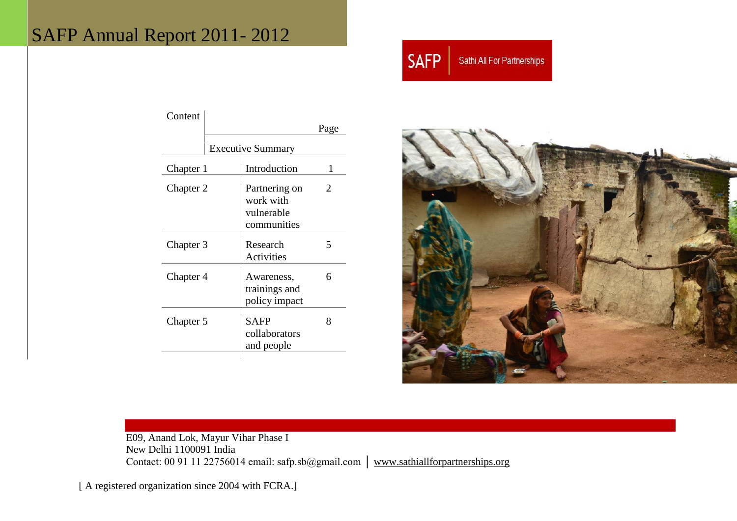# SAFP Annual Report 2011- 2012

SAFP | Sathi All For Partnerships

| Content | | Page |
|---|---|---|
| | Executive Summary | |
| Chapter 1 | Introduction | 1 |
| Chapter 2 | Partnering on work with vulnerable communities | 2 |
| Chapter 3 | Research Activities | 5 |
| Chapter 4 | Awareness, trainings and policy impact | 6 |
| Chapter 5 | SAFP collaborators and people | 8 |

E09, Anand Lok, Mayur Vihar Phase I
New Delhi 1100091 India
Contact: 00 91 11 22756014 email: safp.sb@gmail.com | www.sathiallforpartnerships.org

[ A registered organization since 2004 with FCRA.]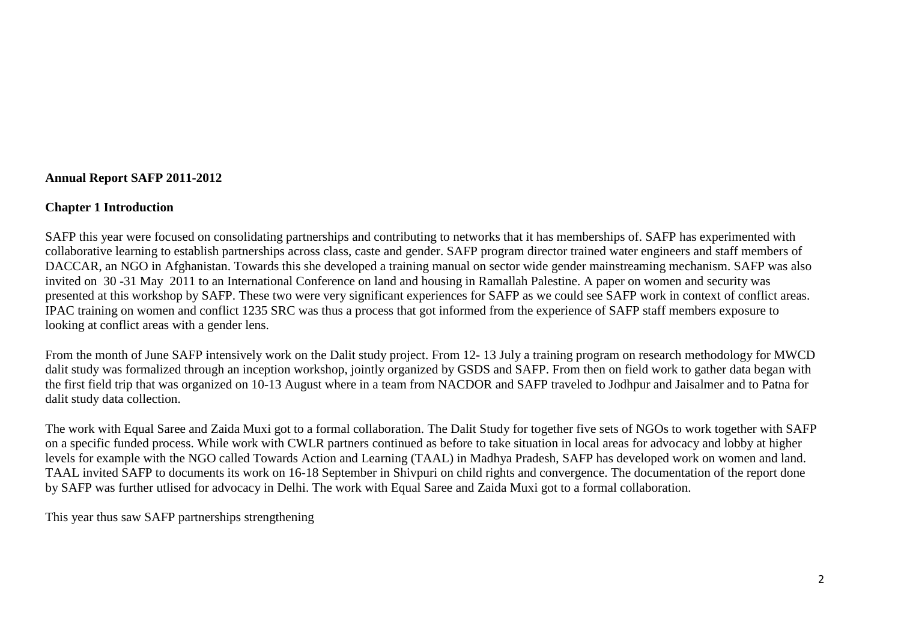**Annual Report SAFP 2011-2012**

**Chapter 1 Introduction**

SAFP this year were focused on consolidating partnerships and contributing to networks that it has memberships of. SAFP has experimented with collaborative learning to establish partnerships across class, caste and gender. SAFP program director trained water engineers and staff members of DACCAR, an NGO in Afghanistan. Towards this she developed a training manual on sector wide gender mainstreaming mechanism. SAFP was also invited on 30 -31 May 2011 to an International Conference on land and housing in Ramallah Palestine. A paper on women and security was presented at this workshop by SAFP. These two were very significant experiences for SAFP as we could see SAFP work in context of conflict areas. IPAC training on women and conflict 1235 SRC was thus a process that got informed from the experience of SAFP staff members exposure to looking at conflict areas with a gender lens.

From the month of June SAFP intensively work on the Dalit study project. From 12- 13 July a training program on research methodology for MWCD dalit study was formalized through an inception workshop, jointly organized by GSDS and SAFP. From then on field work to gather data began with the first field trip that was organized on 10-13 August where in a team from NACDOR and SAFP traveled to Jodhpur and Jaisalmer and to Patna for dalit study data collection.

The work with Equal Saree and Zaida Muxi got to a formal collaboration. The Dalit Study for together five sets of NGOs to work together with SAFP on a specific funded process. While work with CWLR partners continued as before to take situation in local areas for advocacy and lobby at higher levels for example with the NGO called Towards Action and Learning (TAAL) in Madhya Pradesh, SAFP has developed work on women and land. TAAL invited SAFP to documents its work on 16-18 September in Shivpuri on child rights and convergence. The documentation of the report done by SAFP was further utlised for advocacy in Delhi. The work with Equal Saree and Zaida Muxi got to a formal collaboration.

This year thus saw SAFP partnerships strengthening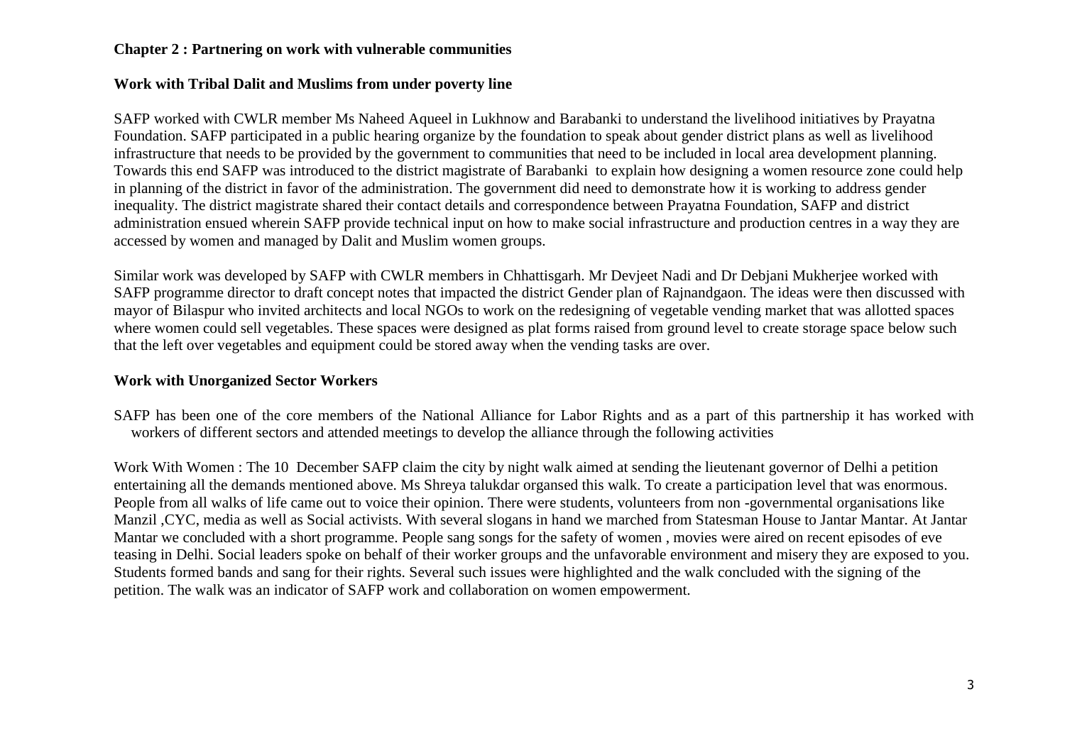**Chapter 2 : Partnering on work with vulnerable communities**

**Work with Tribal Dalit and Muslims from under poverty line**

SAFP worked with CWLR member Ms Naheed Aqueel in Lukhnow and Barabanki to understand the livelihood initiatives by Prayatna Foundation. SAFP participated in a public hearing organize by the foundation to speak about gender district plans as well as livelihood infrastructure that needs to be provided by the government to communities that need to be included in local area development planning. Towards this end SAFP was introduced to the district magistrate of Barabanki to explain how designing a women resource zone could help in planning of the district in favor of the administration. The government did need to demonstrate how it is working to address gender inequality. The district magistrate shared their contact details and correspondence between Prayatna Foundation, SAFP and district administration ensued wherein SAFP provide technical input on how to make social infrastructure and production centres in a way they are accessed by women and managed by Dalit and Muslim women groups.

Similar work was developed by SAFP with CWLR members in Chhattisgarh. Mr Devjeet Nadi and Dr Debjani Mukherjee worked with SAFP programme director to draft concept notes that impacted the district Gender plan of Rajnandgaon. The ideas were then discussed with mayor of Bilaspur who invited architects and local NGOs to work on the redesigning of vegetable vending market that was allotted spaces where women could sell vegetables. These spaces were designed as plat forms raised from ground level to create storage space below such that the left over vegetables and equipment could be stored away when the vending tasks are over.

**Work with Unorganized Sector Workers**

SAFP has been one of the core members of the National Alliance for Labor Rights and as a part of this partnership it has worked with workers of different sectors and attended meetings to develop the alliance through the following activities

Work With Women : The 10 December SAFP claim the city by night walk aimed at sending the lieutenant governor of Delhi a petition entertaining all the demands mentioned above. Ms Shreya talukdar organsed this walk. To create a participation level that was enormous. People from all walks of life came out to voice their opinion. There were students, volunteers from non -governmental organisations like Manzil ,CYC, media as well as Social activists. With several slogans in hand we marched from Statesman House to Jantar Mantar. At Jantar Mantar we concluded with a short programme. People sang songs for the safety of women , movies were aired on recent episodes of eve teasing in Delhi. Social leaders spoke on behalf of their worker groups and the unfavorable environment and misery they are exposed to you. Students formed bands and sang for their rights. Several such issues were highlighted and the walk concluded with the signing of the petition. The walk was an indicator of SAFP work and collaboration on women empowerment.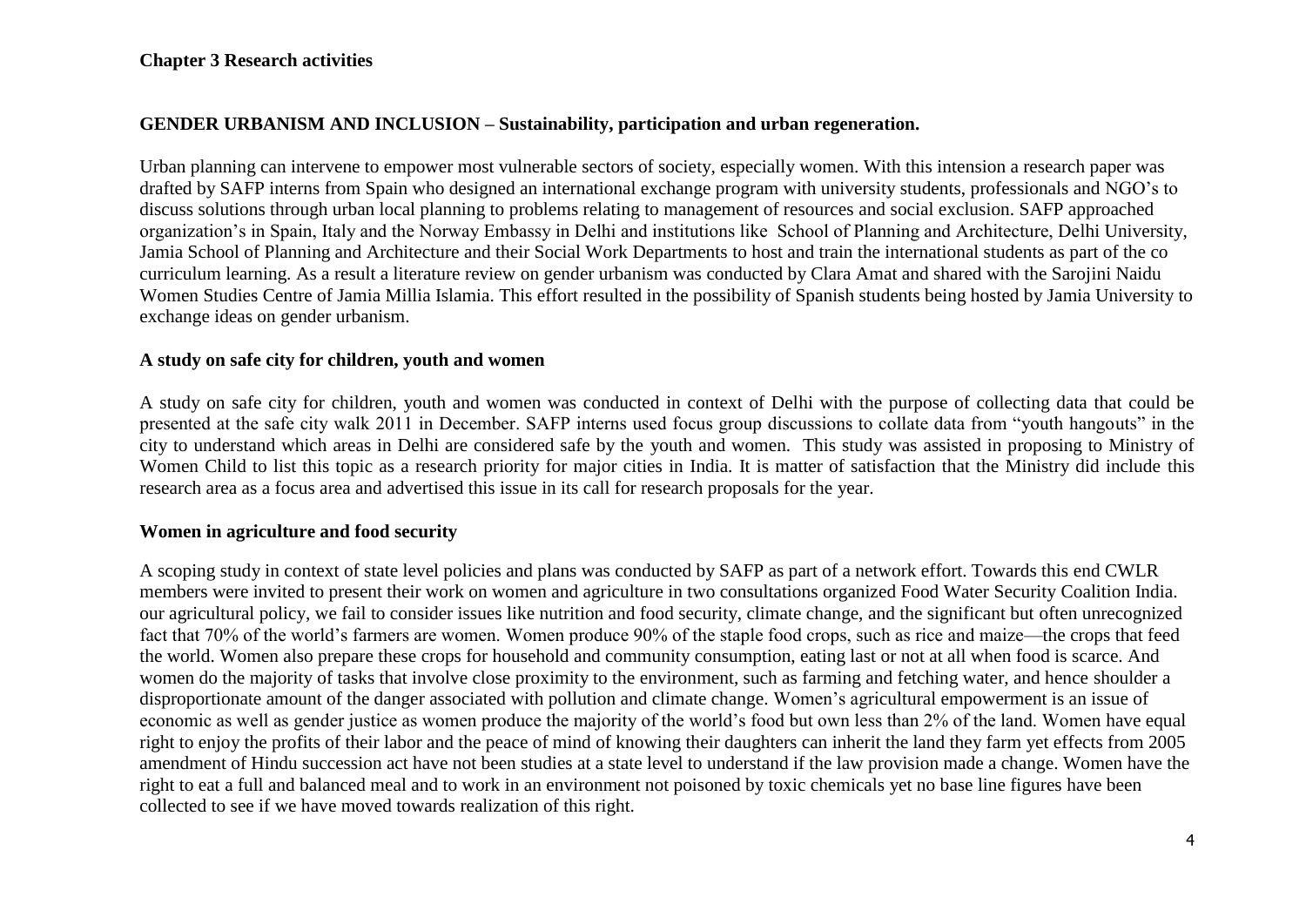## Chapter 3 Research activities

### GENDER URBANISM AND INCLUSION – Sustainability, participation and urban regeneration.

Urban planning can intervene to empower most vulnerable sectors of society, especially women. With this intension a research paper was drafted by SAFP interns from Spain who designed an international exchange program with university students, professionals and NGO's to discuss solutions through urban local planning to problems relating to management of resources and social exclusion. SAFP approached organization's in Spain, Italy and the Norway Embassy in Delhi and institutions like School of Planning and Architecture, Delhi University, Jamia School of Planning and Architecture and their Social Work Departments to host and train the international students as part of the co curriculum learning. As a result a literature review on gender urbanism was conducted by Clara Amat and shared with the Sarojini Naidu Women Studies Centre of Jamia Millia Islamia. This effort resulted in the possibility of Spanish students being hosted by Jamia University to exchange ideas on gender urbanism.

### A study on safe city for children, youth and women

A study on safe city for children, youth and women was conducted in context of Delhi with the purpose of collecting data that could be presented at the safe city walk 2011 in December. SAFP interns used focus group discussions to collate data from "youth hangouts" in the city to understand which areas in Delhi are considered safe by the youth and women. This study was assisted in proposing to Ministry of Women Child to list this topic as a research priority for major cities in India. It is matter of satisfaction that the Ministry did include this research area as a focus area and advertised this issue in its call for research proposals for the year.

### Women in agriculture and food security

A scoping study in context of state level policies and plans was conducted by SAFP as part of a network effort. Towards this end CWLR members were invited to present their work on women and agriculture in two consultations organized Food Water Security Coalition India. our agricultural policy, we fail to consider issues like nutrition and food security, climate change, and the significant but often unrecognized fact that 70% of the world's farmers are women. Women produce 90% of the staple food crops, such as rice and maize—the crops that feed the world. Women also prepare these crops for household and community consumption, eating last or not at all when food is scarce. And women do the majority of tasks that involve close proximity to the environment, such as farming and fetching water, and hence shoulder a disproportionate amount of the danger associated with pollution and climate change. Women's agricultural empowerment is an issue of economic as well as gender justice as women produce the majority of the world's food but own less than 2% of the land. Women have equal right to enjoy the profits of their labor and the peace of mind of knowing their daughters can inherit the land they farm yet effects from 2005 amendment of Hindu succession act have not been studies at a state level to understand if the law provision made a change. Women have the right to eat a full and balanced meal and to work in an environment not poisoned by toxic chemicals yet no base line figures have been collected to see if we have moved towards realization of this right.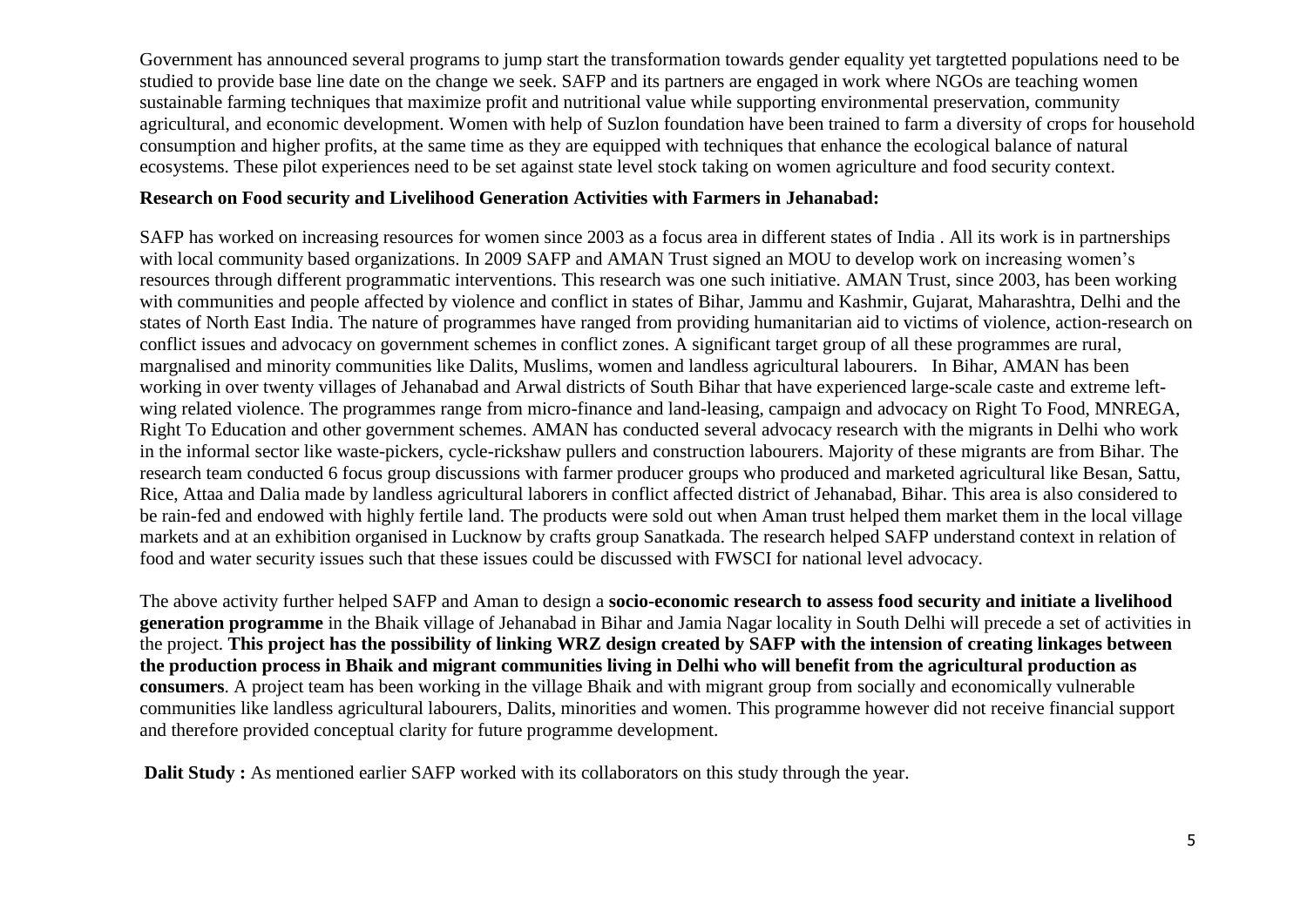Government has announced several programs to jump start the transformation towards gender equality yet targtetted populations need to be studied to provide base line date on the change we seek. SAFP and its partners are engaged in work where NGOs are teaching women sustainable farming techniques that maximize profit and nutritional value while supporting environmental preservation, community agricultural, and economic development. Women with help of Suzlon foundation have been trained to farm a diversity of crops for household consumption and higher profits, at the same time as they are equipped with techniques that enhance the ecological balance of natural ecosystems. These pilot experiences need to be set against state level stock taking on women agriculture and food security context.

**Research on Food security and Livelihood Generation Activities with Farmers in Jehanabad:**

SAFP has worked on increasing resources for women since 2003 as a focus area in different states of India . All its work is in partnerships with local community based organizations. In 2009 SAFP and AMAN Trust signed an MOU to develop work on increasing women's resources through different programmatic interventions. This research was one such initiative. AMAN Trust, since 2003, has been working with communities and people affected by violence and conflict in states of Bihar, Jammu and Kashmir, Gujarat, Maharashtra, Delhi and the states of North East India. The nature of programmes have ranged from providing humanitarian aid to victims of violence, action-research on conflict issues and advocacy on government schemes in conflict zones. A significant target group of all these programmes are rural, margnalised and minority communities like Dalits, Muslims, women and landless agricultural labourers. In Bihar, AMAN has been working in over twenty villages of Jehanabad and Arwal districts of South Bihar that have experienced large-scale caste and extreme left-wing related violence. The programmes range from micro-finance and land-leasing, campaign and advocacy on Right To Food, MNREGA, Right To Education and other government schemes. AMAN has conducted several advocacy research with the migrants in Delhi who work in the informal sector like waste-pickers, cycle-rickshaw pullers and construction labourers. Majority of these migrants are from Bihar. The research team conducted 6 focus group discussions with farmer producer groups who produced and marketed agricultural like Besan, Sattu, Rice, Attaa and Dalia made by landless agricultural laborers in conflict affected district of Jehanabad, Bihar. This area is also considered to be rain-fed and endowed with highly fertile land. The products were sold out when Aman trust helped them market them in the local village markets and at an exhibition organised in Lucknow by crafts group Sanatkada. The research helped SAFP understand context in relation of food and water security issues such that these issues could be discussed with FWSCI for national level advocacy.

The above activity further helped SAFP and Aman to design a **socio-economic research to assess food security and initiate a livelihood generation programme** in the Bhaik village of Jehanabad in Bihar and Jamia Nagar locality in South Delhi will precede a set of activities in the project. **This project has the possibility of linking WRZ design created by SAFP with the intension of creating linkages between the production process in Bhaik and migrant communities living in Delhi who will benefit from the agricultural production as consumers**. A project team has been working in the village Bhaik and with migrant group from socially and economically vulnerable communities like landless agricultural labourers, Dalits, minorities and women. This programme however did not receive financial support and therefore provided conceptual clarity for future programme development.

**Dalit Study :** As mentioned earlier SAFP worked with its collaborators on this study through the year.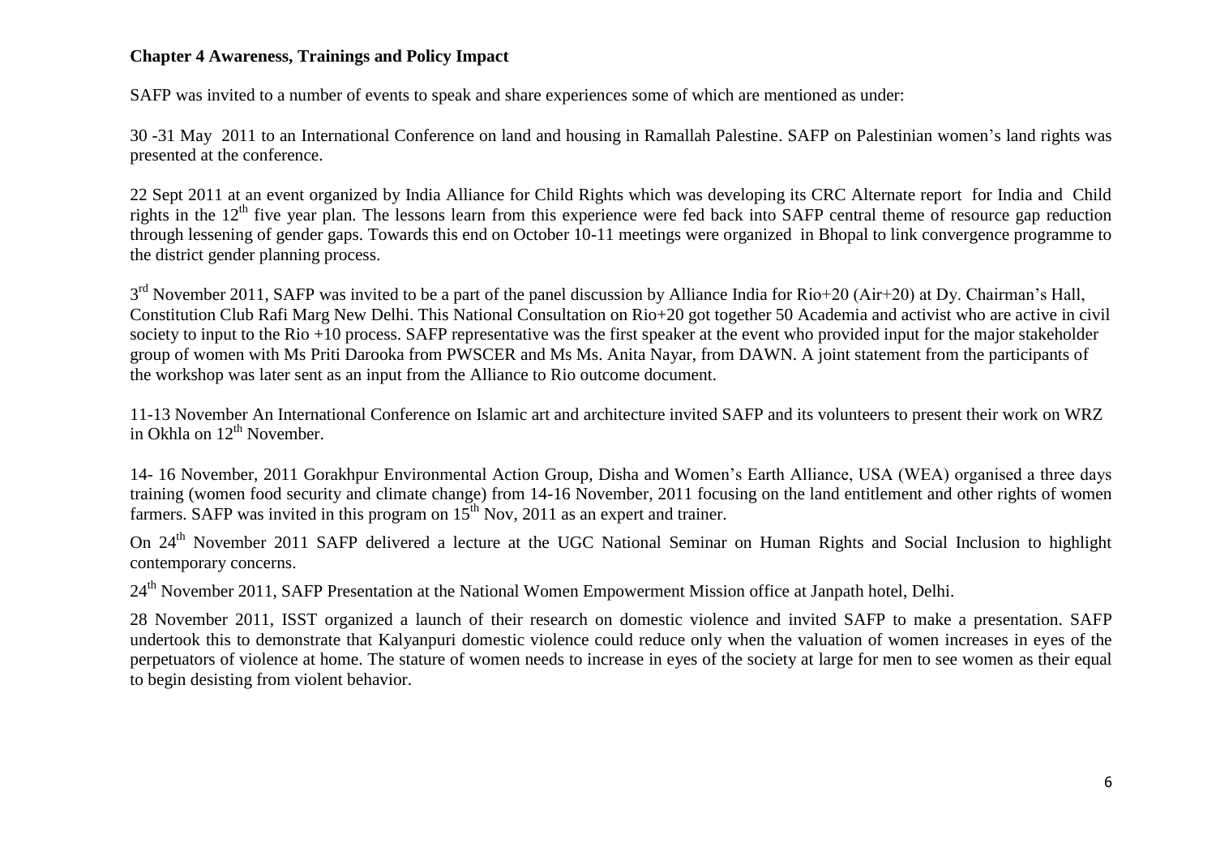**Chapter 4 Awareness, Trainings and Policy Impact**

SAFP was invited to a number of events to speak and share experiences some of which are mentioned as under:

30 -31 May 2011 to an International Conference on land and housing in Ramallah Palestine. SAFP on Palestinian women's land rights was presented at the conference.

22 Sept 2011 at an event organized by India Alliance for Child Rights which was developing its CRC Alternate report for India and Child rights in the 12th five year plan. The lessons learn from this experience were fed back into SAFP central theme of resource gap reduction through lessening of gender gaps. Towards this end on October 10-11 meetings were organized in Bhopal to link convergence programme to the district gender planning process.

3rd November 2011, SAFP was invited to be a part of the panel discussion by Alliance India for Rio+20 (Air+20) at Dy. Chairman's Hall, Constitution Club Rafi Marg New Delhi. This National Consultation on Rio+20 got together 50 Academia and activist who are active in civil society to input to the Rio +10 process. SAFP representative was the first speaker at the event who provided input for the major stakeholder group of women with Ms Priti Darooka from PWSCER and Ms Ms. Anita Nayar, from DAWN. A joint statement from the participants of the workshop was later sent as an input from the Alliance to Rio outcome document.

11-13 November An International Conference on Islamic art and architecture invited SAFP and its volunteers to present their work on WRZ in Okhla on 12th November.

14- 16 November, 2011 Gorakhpur Environmental Action Group, Disha and Women's Earth Alliance, USA (WEA) organised a three days training (women food security and climate change) from 14-16 November, 2011 focusing on the land entitlement and other rights of women farmers. SAFP was invited in this program on 15th Nov, 2011 as an expert and trainer.

On 24th November 2011 SAFP delivered a lecture at the UGC National Seminar on Human Rights and Social Inclusion to highlight contemporary concerns.

24th November 2011, SAFP Presentation at the National Women Empowerment Mission office at Janpath hotel, Delhi.

28 November 2011, ISST organized a launch of their research on domestic violence and invited SAFP to make a presentation. SAFP undertook this to demonstrate that Kalyanpuri domestic violence could reduce only when the valuation of women increases in eyes of the perpetuators of violence at home. The stature of women needs to increase in eyes of the society at large for men to see women as their equal to begin desisting from violent behavior.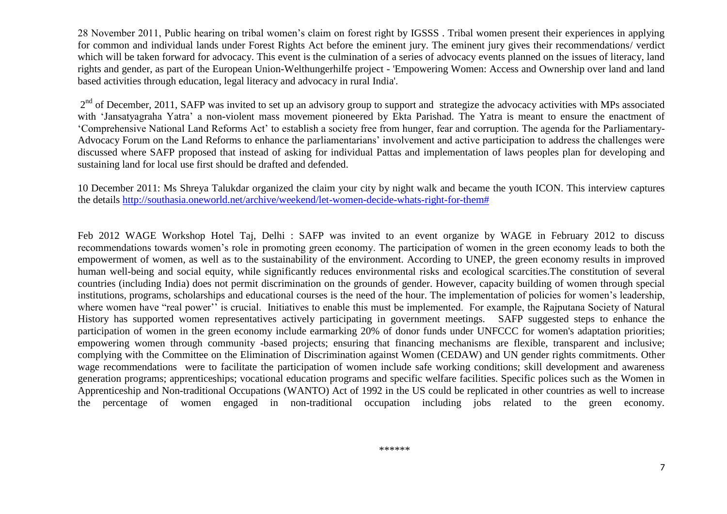28 November 2011, Public hearing on tribal women's claim on forest right by IGSSS . Tribal women present their experiences in applying for common and individual lands under Forest Rights Act before the eminent jury. The eminent jury gives their recommendations/ verdict which will be taken forward for advocacy. This event is the culmination of a series of advocacy events planned on the issues of literacy, land rights and gender, as part of the European Union-Welthungerhilfe project - 'Empowering Women: Access and Ownership over land and land based activities through education, legal literacy and advocacy in rural India'.

2nd of December, 2011, SAFP was invited to set up an advisory group to support and strategize the advocacy activities with MPs associated with 'Jansatyagraha Yatra' a non-violent mass movement pioneered by Ekta Parishad. The Yatra is meant to ensure the enactment of 'Comprehensive National Land Reforms Act' to establish a society free from hunger, fear and corruption. The agenda for the Parliamentary-Advocacy Forum on the Land Reforms to enhance the parliamentarians' involvement and active participation to address the challenges were discussed where SAFP proposed that instead of asking for individual Pattas and implementation of laws peoples plan for developing and sustaining land for local use first should be drafted and defended.

10 December 2011: Ms Shreya Talukdar organized the claim your city by night walk and became the youth ICON. This interview captures the details http://southasia.oneworld.net/archive/weekend/let-women-decide-whats-right-for-them#

Feb 2012 WAGE Workshop Hotel Taj, Delhi : SAFP was invited to an event organize by WAGE in February 2012 to discuss recommendations towards women's role in promoting green economy. The participation of women in the green economy leads to both the empowerment of women, as well as to the sustainability of the environment. According to UNEP, the green economy results in improved human well-being and social equity, while significantly reduces environmental risks and ecological scarcities.The constitution of several countries (including India) does not permit discrimination on the grounds of gender. However, capacity building of women through special institutions, programs, scholarships and educational courses is the need of the hour. The implementation of policies for women's leadership, where women have "real power'' is crucial. Initiatives to enable this must be implemented. For example, the Rajputana Society of Natural History has supported women representatives actively participating in government meetings. SAFP suggested steps to enhance the participation of women in the green economy include earmarking 20% of donor funds under UNFCCC for women's adaptation priorities; empowering women through community -based projects; ensuring that financing mechanisms are flexible, transparent and inclusive; complying with the Committee on the Elimination of Discrimination against Women (CEDAW) and UN gender rights commitments. Other wage recommendations were to facilitate the participation of women include safe working conditions; skill development and awareness generation programs; apprenticeships; vocational education programs and specific welfare facilities. Specific polices such as the Women in Apprenticeship and Non-traditional Occupations (WANTO) Act of 1992 in the US could be replicated in other countries as well to increase the percentage of women engaged in non-traditional occupation including jobs related to the green economy.

******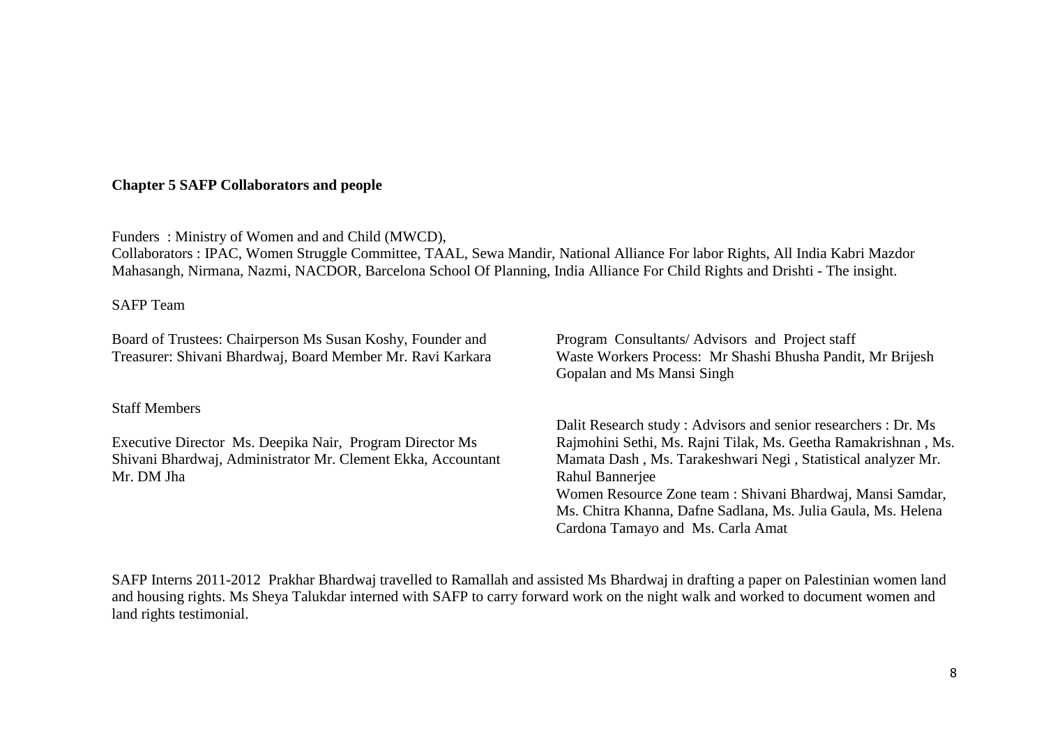**Chapter 5 SAFP Collaborators and people**

Funders : Ministry of Women and and Child (MWCD),
Collaborators : IPAC, Women Struggle Committee, TAAL, Sewa Mandir, National Alliance For labor Rights, All India Kabri Mazdor Mahasangh, Nirmana, Nazmi, NACDOR, Barcelona School Of Planning, India Alliance For Child Rights and Drishti - The insight.

SAFP Team

Board of Trustees: Chairperson Ms Susan Koshy, Founder and Treasurer: Shivani Bhardwaj, Board Member Mr. Ravi Karkara

Staff Members

Executive Director Ms. Deepika Nair, Program Director Ms Shivani Bhardwaj, Administrator Mr. Clement Ekka, Accountant Mr. DM Jha

Program Consultants/ Advisors and Project staff
Waste Workers Process: Mr Shashi Bhusha Pandit, Mr Brijesh Gopalan and Ms Mansi Singh

Dalit Research study : Advisors and senior researchers : Dr. Ms Rajmohini Sethi, Ms. Rajni Tilak, Ms. Geetha Ramakrishnan , Ms. Mamata Dash , Ms. Tarakeshwari Negi , Statistical analyzer Mr. Rahul Bannerjee
Women Resource Zone team : Shivani Bhardwaj, Mansi Samdar, Ms. Chitra Khanna, Dafne Sadlana, Ms. Julia Gaula, Ms. Helena Cardona Tamayo and Ms. Carla Amat

SAFP Interns 2011-2012 Prakhar Bhardwaj travelled to Ramallah and assisted Ms Bhardwaj in drafting a paper on Palestinian women land and housing rights. Ms Sheya Talukdar interned with SAFP to carry forward work on the night walk and worked to document women and land rights testimonial.